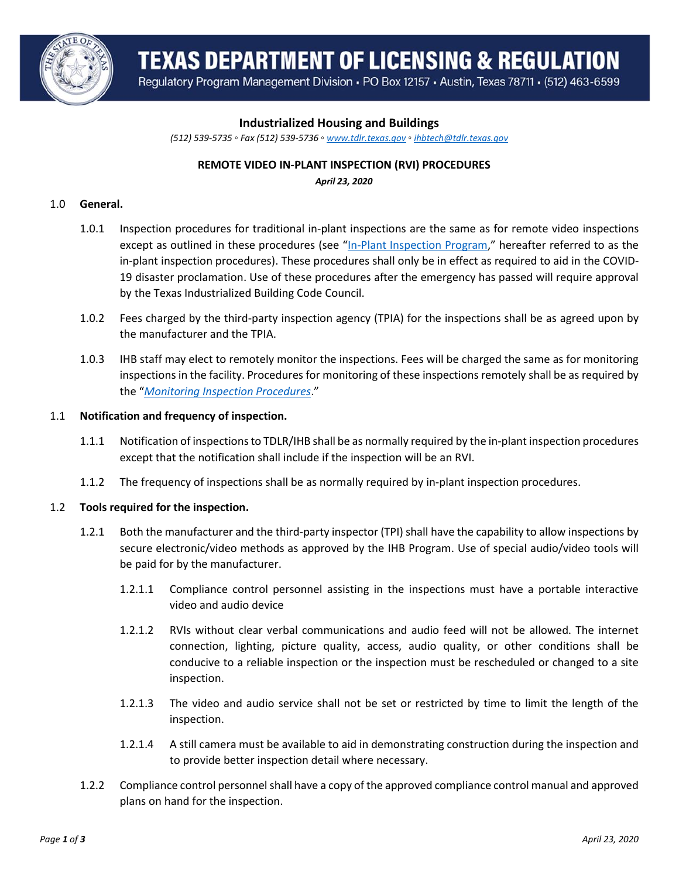# TEXAS DEPARTMENT OF LICENSING & REGULATION

Regulatory Program Management Division • PO Box 12157 • Austin, Texas 78711 • (512) 463-6599

## Industrialized Housing and Buildings

*(512) 539-5735 ◦ Fax (512) 539-5736 ◦ www.tdlr.texas.gov ◦ ihbtech@tdlr.texas.gov*

### REMOTE VIDEO IN-PLANT INSPECTION (RVI) PROCEDURES

***April 23, 2020***

1.0 **General.**

1.0.1 Inspection procedures for traditional in-plant inspections are the same as for remote video inspections except as outlined in these procedures (see "In-Plant Inspection Program," hereafter referred to as the in-plant inspection procedures). These procedures shall only be in effect as required to aid in the COVID-19 disaster proclamation. Use of these procedures after the emergency has passed will require approval by the Texas Industrialized Building Code Council.

1.0.2 Fees charged by the third-party inspection agency (TPIA) for the inspections shall be as agreed upon by the manufacturer and the TPIA.

1.0.3 IHB staff may elect to remotely monitor the inspections. Fees will be charged the same as for monitoring inspections in the facility. Procedures for monitoring of these inspections remotely shall be as required by the "*Monitoring Inspection Procedures*."

1.1 **Notification and frequency of inspection.**

1.1.1 Notification of inspections to TDLR/IHB shall be as normally required by the in-plant inspection procedures except that the notification shall include if the inspection will be an RVI.

1.1.2 The frequency of inspections shall be as normally required by in-plant inspection procedures.

1.2 **Tools required for the inspection.**

1.2.1 Both the manufacturer and the third-party inspector (TPI) shall have the capability to allow inspections by secure electronic/video methods as approved by the IHB Program. Use of special audio/video tools will be paid for by the manufacturer.

1.2.1.1 Compliance control personnel assisting in the inspections must have a portable interactive video and audio device

1.2.1.2 RVIs without clear verbal communications and audio feed will not be allowed. The internet connection, lighting, picture quality, access, audio quality, or other conditions shall be conducive to a reliable inspection or the inspection must be rescheduled or changed to a site inspection.

1.2.1.3 The video and audio service shall not be set or restricted by time to limit the length of the inspection.

1.2.1.4 A still camera must be available to aid in demonstrating construction during the inspection and to provide better inspection detail where necessary.

1.2.2 Compliance control personnel shall have a copy of the approved compliance control manual and approved plans on hand for the inspection.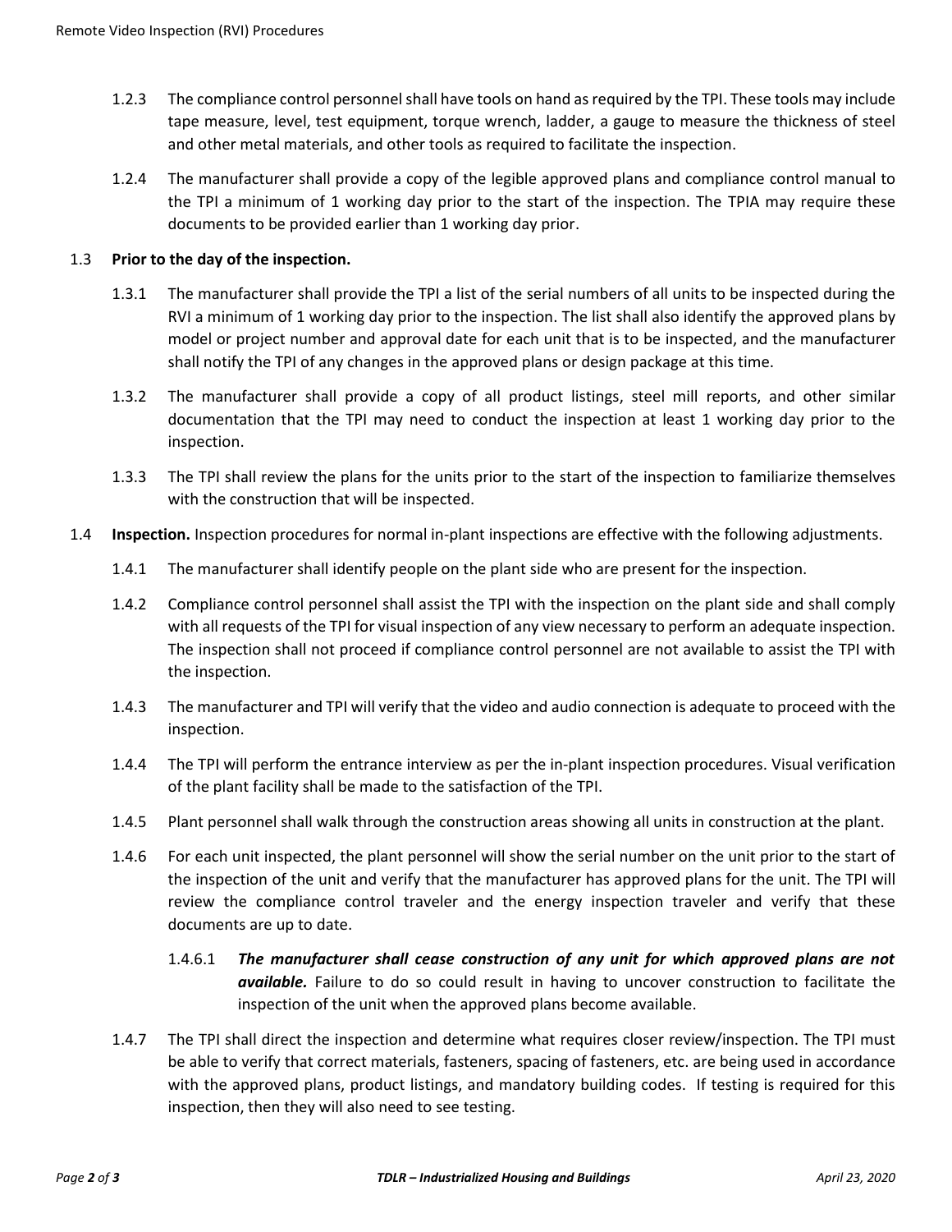1.2.3 The compliance control personnel shall have tools on hand as required by the TPI. These tools may include tape measure, level, test equipment, torque wrench, ladder, a gauge to measure the thickness of steel and other metal materials, and other tools as required to facilitate the inspection.

1.2.4 The manufacturer shall provide a copy of the legible approved plans and compliance control manual to the TPI a minimum of 1 working day prior to the start of the inspection. The TPIA may require these documents to be provided earlier than 1 working day prior.

1.3 **Prior to the day of the inspection.**

1.3.1 The manufacturer shall provide the TPI a list of the serial numbers of all units to be inspected during the RVI a minimum of 1 working day prior to the inspection. The list shall also identify the approved plans by model or project number and approval date for each unit that is to be inspected, and the manufacturer shall notify the TPI of any changes in the approved plans or design package at this time.

1.3.2 The manufacturer shall provide a copy of all product listings, steel mill reports, and other similar documentation that the TPI may need to conduct the inspection at least 1 working day prior to the inspection.

1.3.3 The TPI shall review the plans for the units prior to the start of the inspection to familiarize themselves with the construction that will be inspected.

1.4 **Inspection.** Inspection procedures for normal in-plant inspections are effective with the following adjustments.

1.4.1 The manufacturer shall identify people on the plant side who are present for the inspection.

1.4.2 Compliance control personnel shall assist the TPI with the inspection on the plant side and shall comply with all requests of the TPI for visual inspection of any view necessary to perform an adequate inspection. The inspection shall not proceed if compliance control personnel are not available to assist the TPI with the inspection.

1.4.3 The manufacturer and TPI will verify that the video and audio connection is adequate to proceed with the inspection.

1.4.4 The TPI will perform the entrance interview as per the in-plant inspection procedures. Visual verification of the plant facility shall be made to the satisfaction of the TPI.

1.4.5 Plant personnel shall walk through the construction areas showing all units in construction at the plant.

1.4.6 For each unit inspected, the plant personnel will show the serial number on the unit prior to the start of the inspection of the unit and verify that the manufacturer has approved plans for the unit. The TPI will review the compliance control traveler and the energy inspection traveler and verify that these documents are up to date.

1.4.6.1 ***The manufacturer shall cease construction of any unit for which approved plans are not available.*** Failure to do so could result in having to uncover construction to facilitate the inspection of the unit when the approved plans become available.

1.4.7 The TPI shall direct the inspection and determine what requires closer review/inspection. The TPI must be able to verify that correct materials, fasteners, spacing of fasteners, etc. are being used in accordance with the approved plans, product listings, and mandatory building codes. If testing is required for this inspection, then they will also need to see testing.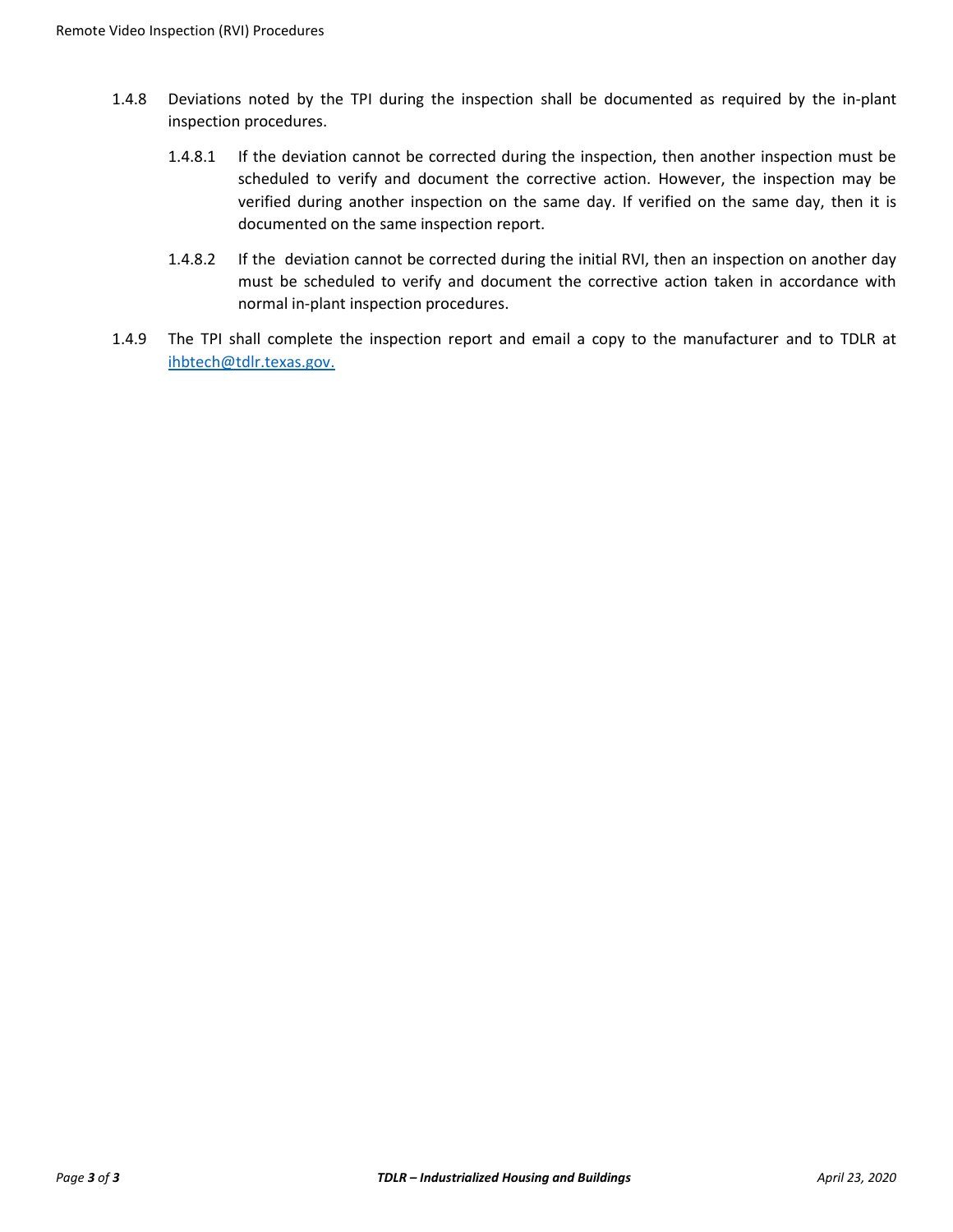1.4.8 Deviations noted by the TPI during the inspection shall be documented as required by the in-plant inspection procedures.

1.4.8.1 If the deviation cannot be corrected during the inspection, then another inspection must be scheduled to verify and document the corrective action. However, the inspection may be verified during another inspection on the same day. If verified on the same day, then it is documented on the same inspection report.

1.4.8.2 If the deviation cannot be corrected during the initial RVI, then an inspection on another day must be scheduled to verify and document the corrective action taken in accordance with normal in-plant inspection procedures.

1.4.9 The TPI shall complete the inspection report and email a copy to the manufacturer and to TDLR at [ihbtech@tdlr.texas.gov.](mailto:ihbtech@tdlr.texas.gov)